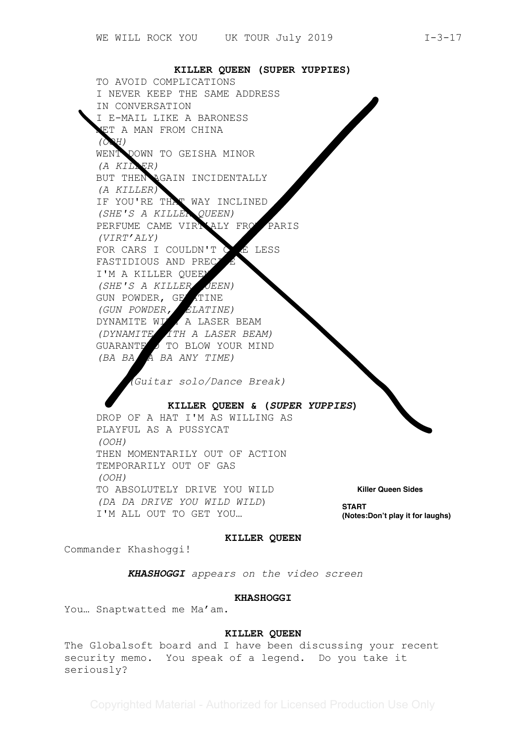**KILLER QUEEN (SUPER YUPPIES)**

TO AVOID COMPLICATIONS
I NEVER KEEP THE SAME ADDRESS
IN CONVERSATION
I E-MAIL LIKE A BARONESS
MET A MAN FROM CHINA
*(OOH)*
WENT DOWN TO GEISHA MINOR
*(A KILLER)*
BUT THEN AGAIN INCIDENTALLY
*(A KILLER)*
IF YOU'RE THAT WAY INCLINED
*(SHE'S A KILLER QUEEN)*
PERFUME CAME VIRT'ALY FROM PARIS
*(VIRT'ALY)*
FOR CARS I COULDN'T CARE LESS
FASTIDIOUS AND PRECISE
I'M A KILLER QUEEN
*(SHE'S A KILLER QUEEN)*
GUN POWDER, GELATINE
*(GUN POWDER, GELATINE)*
DYNAMITE WITH A LASER BEAM
*(DYNAMITE WITH A LASER BEAM)*
GUARANTEED TO BLOW YOUR MIND
*(BA BA BA BA ANY TIME)*

*(Guitar solo/Dance Break)*

**KILLER QUEEN & (*SUPER YUPPIES*)**

DROP OF A HAT I'M AS WILLING AS
PLAYFUL AS A PUSSYCAT
*(OOH)*
THEN MOMENTARILY OUT OF ACTION
TEMPORARILY OUT OF GAS
*(OOH)*
TO ABSOLUTELY DRIVE YOU WILD
*(DA DA DRIVE YOU WILD WILD)*
I'M ALL OUT TO GET YOU…

**Killer Queen Sides**

**START**
**(Notes:Don't play it for laughs)**

**KILLER QUEEN**

Commander Khashoggi!

***KHASHOGGI** appears on the video screen*

**KHASHOGGI**

You… Snaptwatted me Ma'am.

**KILLER QUEEN**

The Globalsoft board and I have been discussing your recent security memo. You speak of a legend. Do you take it seriously?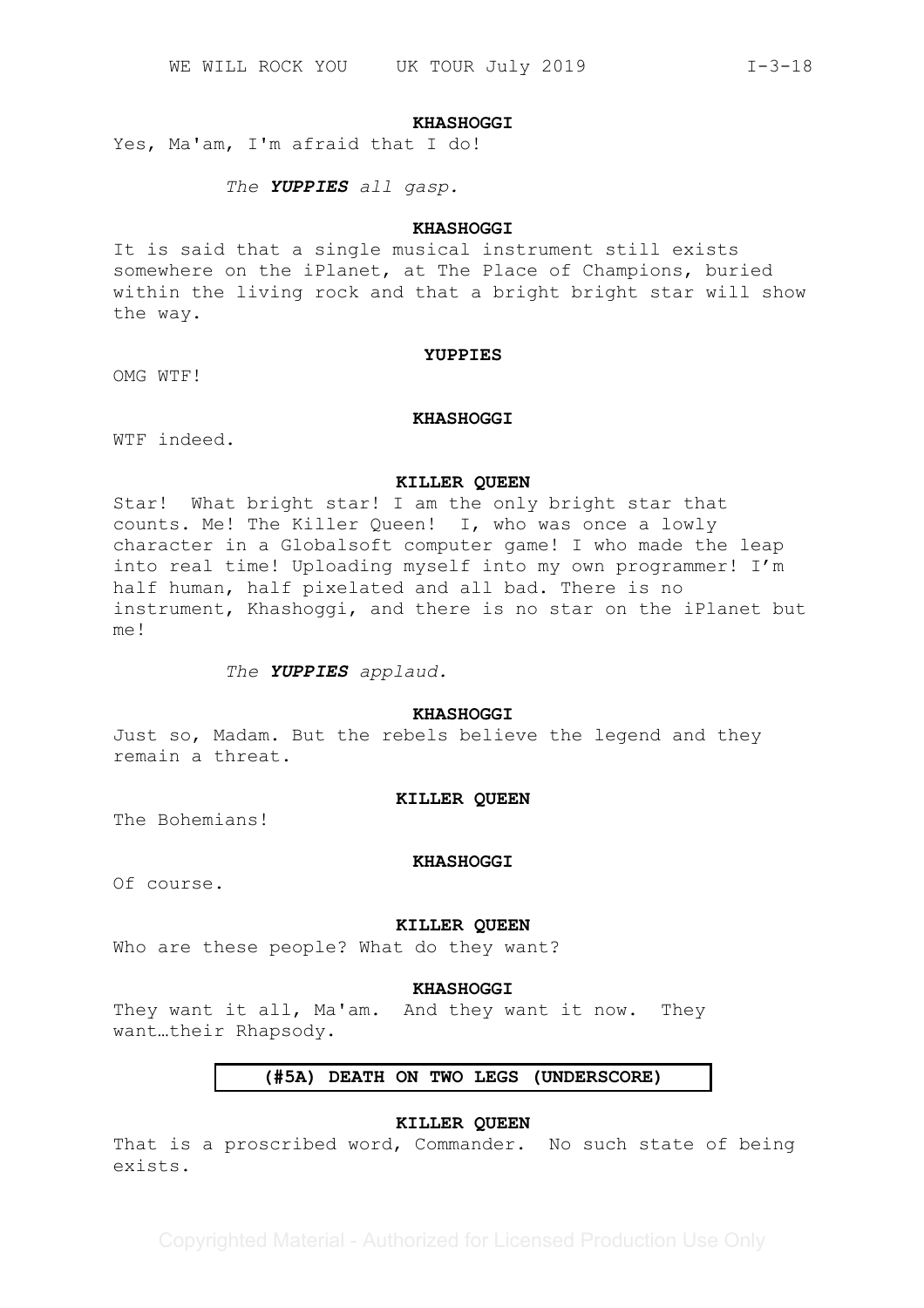**KHASHOGGI**

Yes, Ma'am, I'm afraid that I do!

*The **YUPPIES** all gasp.*

**KHASHOGGI**

It is said that a single musical instrument still exists somewhere on the iPlanet, at The Place of Champions, buried within the living rock and that a bright bright star will show the way.

**YUPPIES**

OMG WTF!

**KHASHOGGI**

WTF indeed.

**KILLER QUEEN**

Star! What bright star! I am the only bright star that counts. Me! The Killer Queen! I, who was once a lowly character in a Globalsoft computer game! I who made the leap into real time! Uploading myself into my own programmer! I'm half human, half pixelated and all bad. There is no instrument, Khashoggi, and there is no star on the iPlanet but me!

*The **YUPPIES** applaud.*

**KHASHOGGI**

Just so, Madam. But the rebels believe the legend and they remain a threat.

**KILLER QUEEN**

The Bohemians!

**KHASHOGGI**

Of course.

**KILLER QUEEN**

Who are these people? What do they want?

**KHASHOGGI**

They want it all, Ma'am. And they want it now. They want…their Rhapsody.

**(#5A) DEATH ON TWO LEGS (UNDERSCORE)**

**KILLER QUEEN**

That is a proscribed word, Commander. No such state of being exists.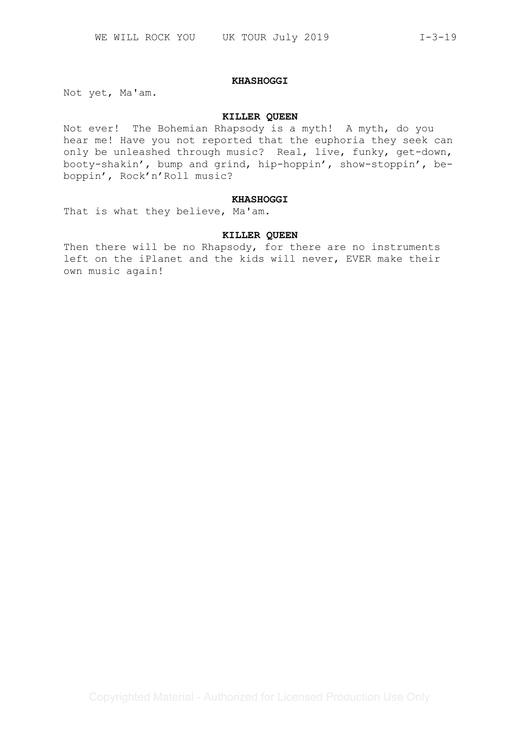**KHASHOGGI**

Not yet, Ma'am.

**KILLER QUEEN**

Not ever! The Bohemian Rhapsody is a myth! A myth, do you hear me! Have you not reported that the euphoria they seek can only be unleashed through music? Real, live, funky, get-down, booty-shakin', bump and grind, hip-hoppin', show-stoppin', be-boppin', Rock'n'Roll music?

**KHASHOGGI**

That is what they believe, Ma'am.

**KILLER QUEEN**

Then there will be no Rhapsody, for there are no instruments left on the iPlanet and the kids will never, EVER make their own music again!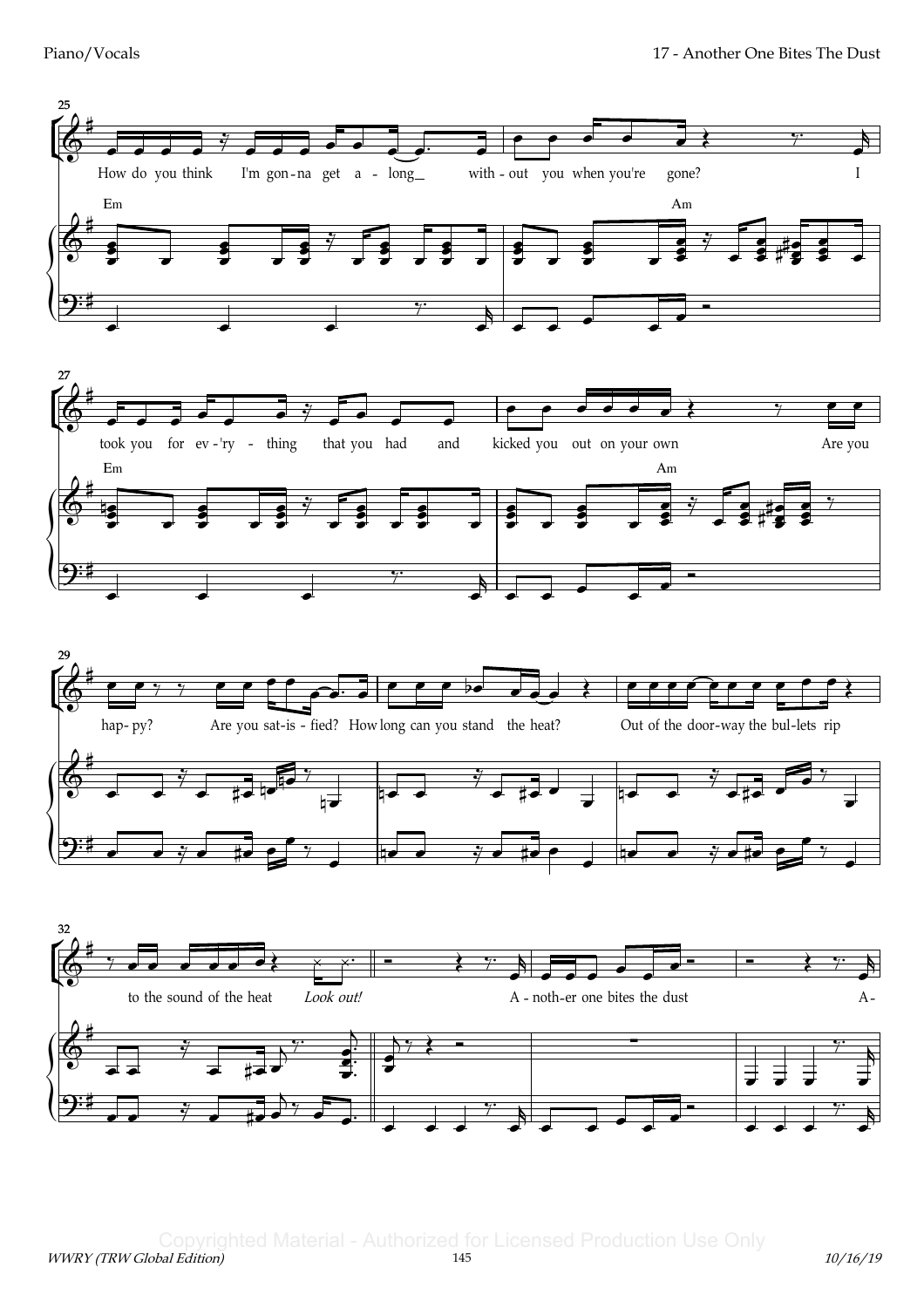25

How do you think I'm gon-na get a - long_ with - out you when you're gone? I

Em Am

27

took you for ev - 'ry - thing that you had and kicked you out on your own Are you

Em Am

29

hap- py? Are you sat-is - fied? How long can you stand the heat? Out of the door-way the bul-lets rip

32

to the sound of the heat *Look out!* A - noth-er one bites the dust A-

*Copyrighted Material - Authorized for Licensed Production Use Only*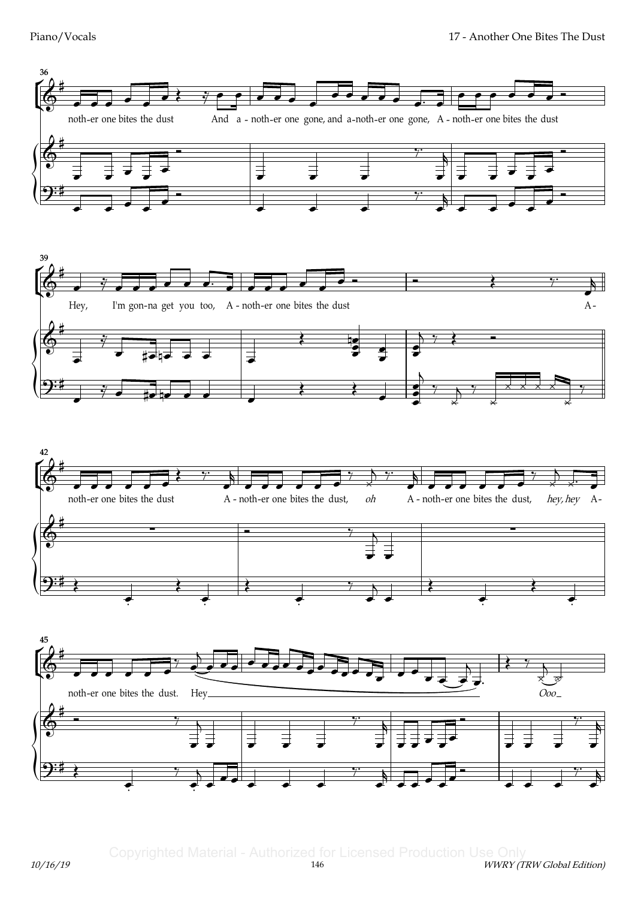36

noth-er one bites the dust And a - noth-er one gone, and a-noth-er one gone, A - noth-er one bites the dust

39

Hey, I'm gon-na get you too, A - noth-er one bites the dust A-

42

noth-er one bites the dust A - noth-er one bites the dust, *oh* A - noth-er one bites the dust, *hey, hey* A-

45

noth-er one bites the dust. Hey *Ooo*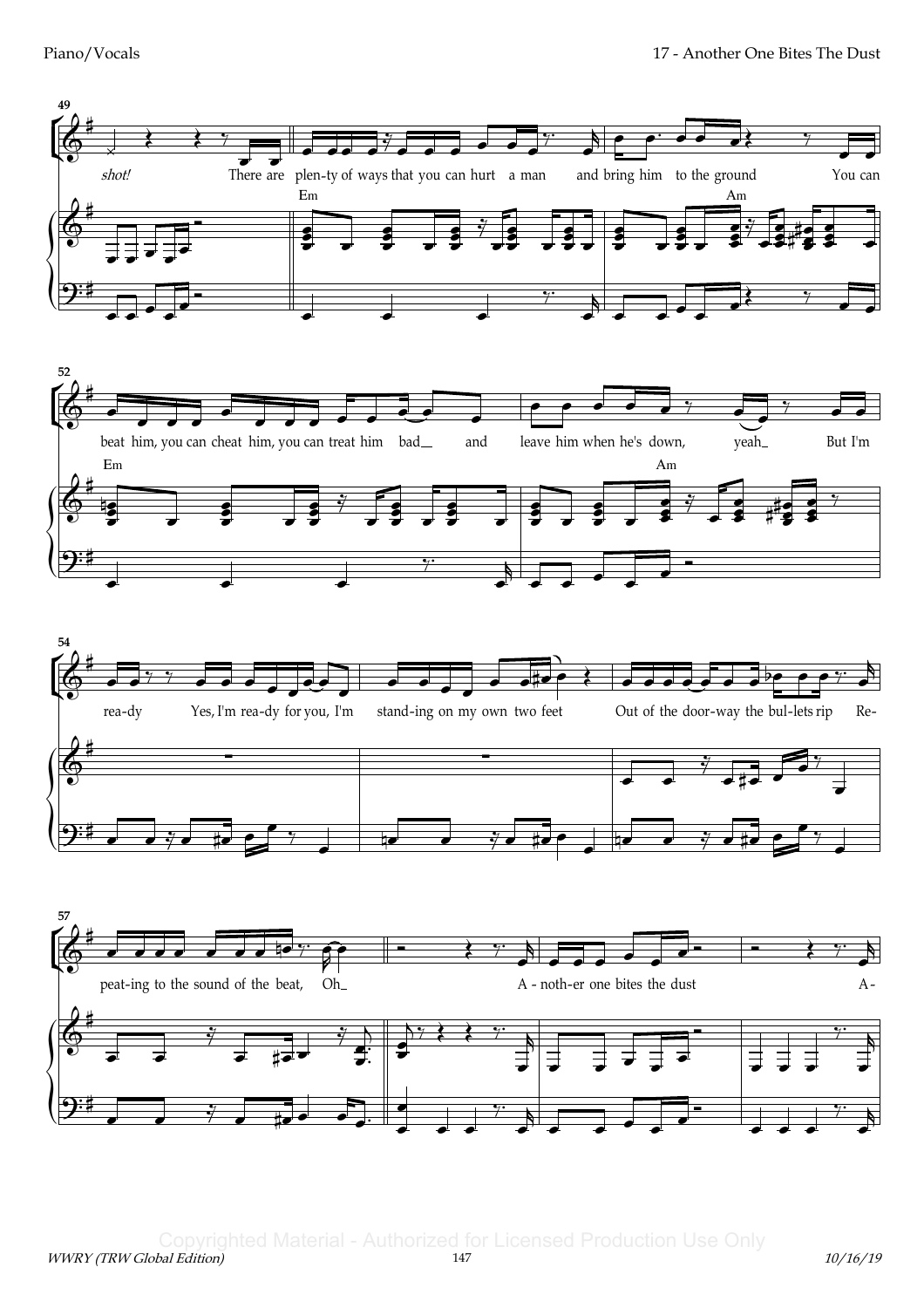49

*shot!* There are plen-ty of ways that you can hurt a man and bring him to the ground You can

Em Am

52

beat him, you can cheat him, you can treat him bad and leave him when he's down, yeah But I'm

Em Am

54

rea-dy Yes, I'm rea-dy for you, I'm stand-ing on my own two feet Out of the door-way the bul-lets rip Re-

57

peat-ing to the sound of the beat, Oh A - noth-er one bites the dust A-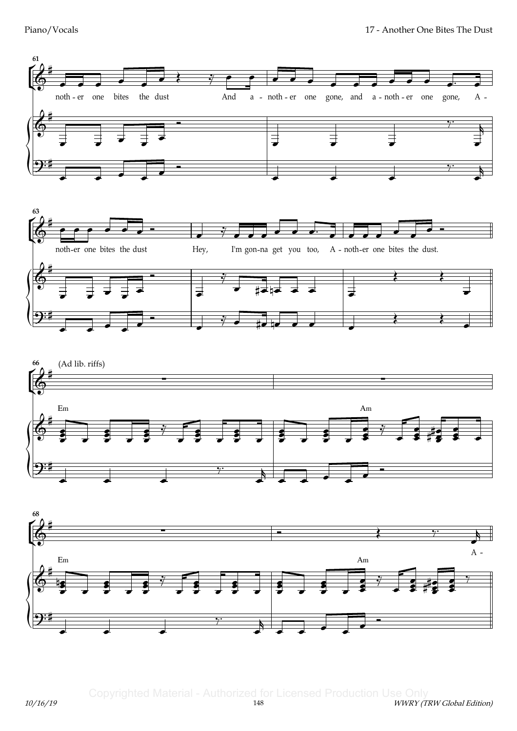61

noth - er one bites the dust And a - noth - er one gone, and a - noth - er one gone, A -

63

noth-er one bites the dust Hey, I'm gon-na get you too, A - noth-er one bites the dust.

66 (Ad lib. riffs)

Em Am

68

Em Am

A -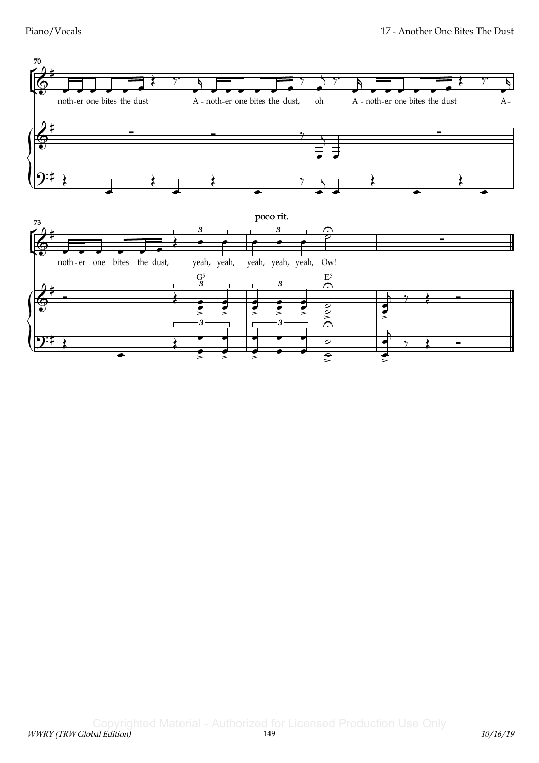70

noth-er one bites the dust A - noth-er one bites the dust, oh A - noth-er one bites the dust A-

73

poco rit.

noth - er one bites the dust, yeah, yeah, yeah, yeah, yeah, Ow!

G5

E5

Copyrighted Material - Authorized for Licensed Production Use Only

*WWRY (TRW Global Edition)* *10/16/19*